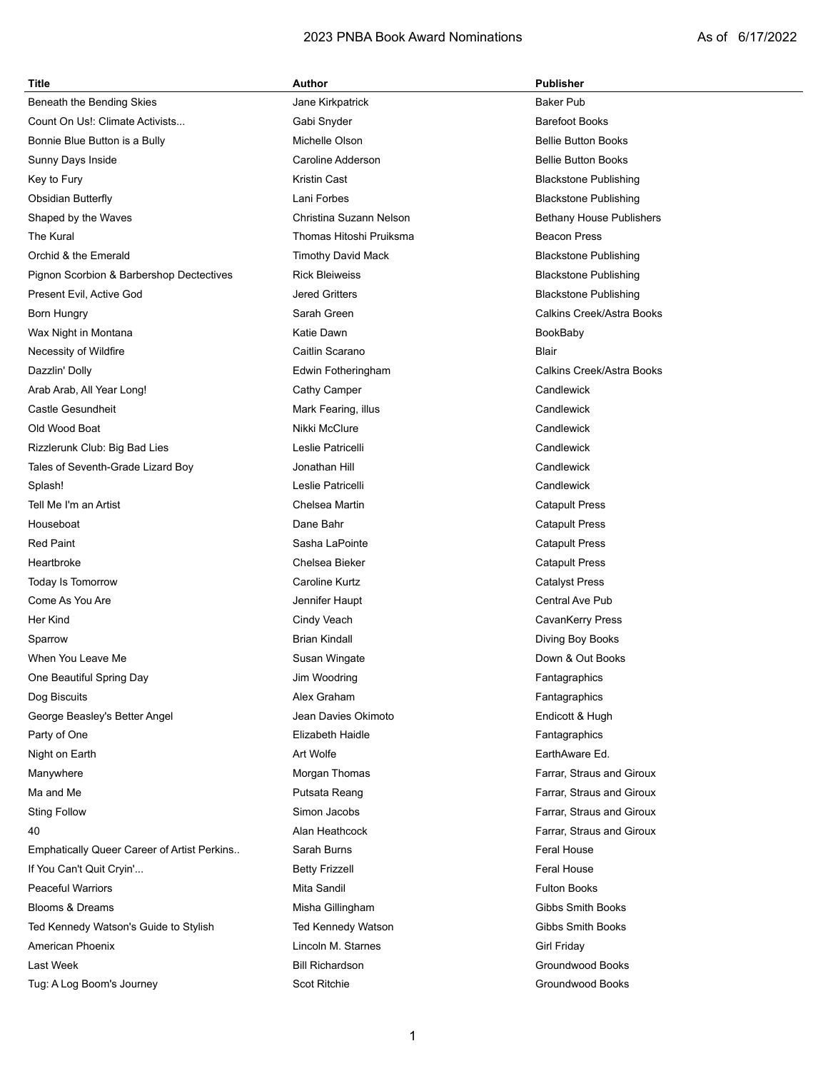# 2023 PNBA Book Award Nominations

As of 6/17/2022

| Title | Author | Publisher |
|---|---|---|
| Beneath the Bending Skies | Jane Kirkpatrick | Baker Pub |
| Count On Us!: Climate Activists... | Gabi Snyder | Barefoot Books |
| Bonnie Blue Button is a Bully | Michelle Olson | Bellie Button Books |
| Sunny Days Inside | Caroline Adderson | Bellie Button Books |
| Key to Fury | Kristin Cast | Blackstone Publishing |
| Obsidian Butterfly | Lani Forbes | Blackstone Publishing |
| Shaped by the Waves | Christina Suzann Nelson | Bethany House Publishers |
| The Kural | Thomas Hitoshi Pruiksma | Beacon Press |
| Orchid & the Emerald | Timothy David Mack | Blackstone Publishing |
| Pignon Scorbion & Barbershop Dectectives | Rick Bleiweiss | Blackstone Publishing |
| Present Evil, Active God | Jered Gritters | Blackstone Publishing |
| Born Hungry | Sarah Green | Calkins Creek/Astra Books |
| Wax Night in Montana | Katie Dawn | BookBaby |
| Necessity of Wildfire | Caitlin Scarano | Blair |
| Dazzlin' Dolly | Edwin Fotheringham | Calkins Creek/Astra Books |
| Arab Arab, All Year Long! | Cathy Camper | Candlewick |
| Castle Gesundheit | Mark Fearing, illus | Candlewick |
| Old Wood Boat | Nikki McClure | Candlewick |
| Rizzlerunk Club: Big Bad Lies | Leslie Patricelli | Candlewick |
| Tales of Seventh-Grade Lizard Boy | Jonathan Hill | Candlewick |
| Splash! | Leslie Patricelli | Candlewick |
| Tell Me I'm an Artist | Chelsea Martin | Catapult Press |
| Houseboat | Dane Bahr | Catapult Press |
| Red Paint | Sasha LaPointe | Catapult Press |
| Heartbroke | Chelsea Bieker | Catapult Press |
| Today Is Tomorrow | Caroline Kurtz | Catalyst Press |
| Come As You Are | Jennifer Haupt | Central Ave Pub |
| Her Kind | Cindy Veach | CavanKerry Press |
| Sparrow | Brian Kindall | Diving Boy Books |
| When You Leave Me | Susan Wingate | Down & Out Books |
| One Beautiful Spring Day | Jim Woodring | Fantagraphics |
| Dog Biscuits | Alex Graham | Fantagraphics |
| George Beasley's Better Angel | Jean Davies Okimoto | Endicott & Hugh |
| Party of One | Elizabeth Haidle | Fantagraphics |
| Night on Earth | Art Wolfe | EarthAware Ed. |
| Manywhere | Morgan Thomas | Farrar, Straus and Giroux |
| Ma and Me | Putsata Reang | Farrar, Straus and Giroux |
| Sting Follow | Simon Jacobs | Farrar, Straus and Giroux |
| 40 | Alan Heathcock | Farrar, Straus and Giroux |
| Emphatically Queer Career of Artist Perkins.. | Sarah Burns | Feral House |
| If You Can't Quit Cryin'... | Betty Frizzell | Feral House |
| Peaceful Warriors | Mita Sandil | Fulton Books |
| Blooms & Dreams | Misha Gillingham | Gibbs Smith Books |
| Ted Kennedy Watson's Guide to Stylish | Ted Kennedy Watson | Gibbs Smith Books |
| American Phoenix | Lincoln M. Starnes | Girl Friday |
| Last Week | Bill Richardson | Groundwood Books |
| Tug: A Log Boom's Journey | Scot Ritchie | Groundwood Books |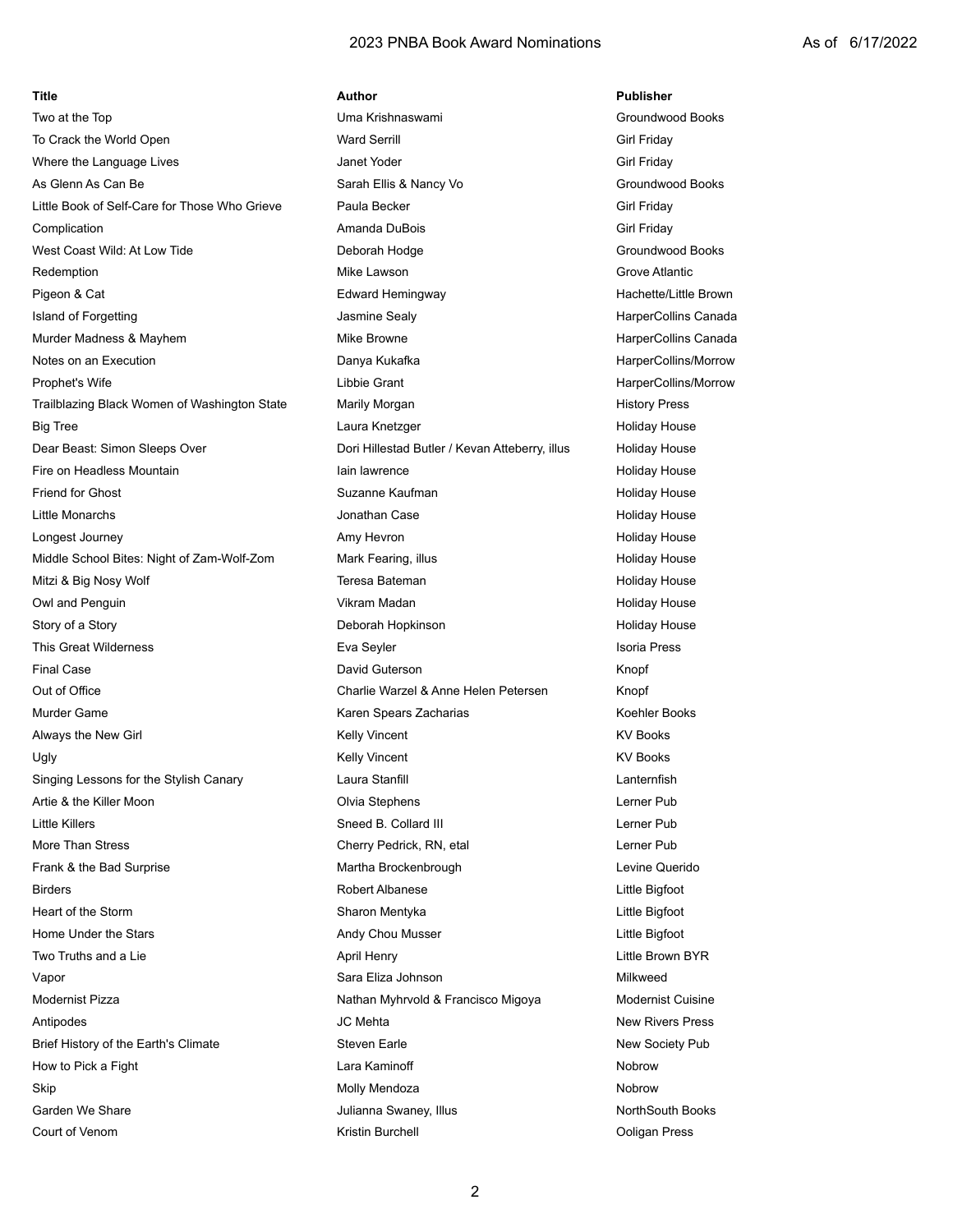| Title | Author | Publisher |
|---|---|---|
| Two at the Top | Uma Krishnaswami | Groundwood Books |
| To Crack the World Open | Ward Serrill | Girl Friday |
| Where the Language Lives | Janet Yoder | Girl Friday |
| As Glenn As Can Be | Sarah Ellis & Nancy Vo | Groundwood Books |
| Little Book of Self-Care for Those Who Grieve | Paula Becker | Girl Friday |
| Complication | Amanda DuBois | Girl Friday |
| West Coast Wild: At Low Tide | Deborah Hodge | Groundwood Books |
| Redemption | Mike Lawson | Grove Atlantic |
| Pigeon & Cat | Edward Hemingway | Hachette/Little Brown |
| Island of Forgetting | Jasmine Sealy | HarperCollins Canada |
| Murder Madness & Mayhem | Mike Browne | HarperCollins Canada |
| Notes on an Execution | Danya Kukafka | HarperCollins/Morrow |
| Prophet's Wife | Libbie Grant | HarperCollins/Morrow |
| Trailblazing Black Women of Washington State | Marily Morgan | History Press |
| Big Tree | Laura Knetzger | Holiday House |
| Dear Beast: Simon Sleeps Over | Dori Hillestad Butler / Kevan Atteberry, illus | Holiday House |
| Fire on Headless Mountain | Iain lawrence | Holiday House |
| Friend for Ghost | Suzanne Kaufman | Holiday House |
| Little Monarchs | Jonathan Case | Holiday House |
| Longest Journey | Amy Hevron | Holiday House |
| Middle School Bites: Night of Zam-Wolf-Zom | Mark Fearing, illus | Holiday House |
| Mitzi & Big Nosy Wolf | Teresa Bateman | Holiday House |
| Owl and Penguin | Vikram Madan | Holiday House |
| Story of a Story | Deborah Hopkinson | Holiday House |
| This Great Wilderness | Eva Seyler | Isoria Press |
| Final Case | David Guterson | Knopf |
| Out of Office | Charlie Warzel & Anne Helen Petersen | Knopf |
| Murder Game | Karen Spears Zacharias | Koehler Books |
| Always the New Girl | Kelly Vincent | KV Books |
| Ugly | Kelly Vincent | KV Books |
| Singing Lessons for the Stylish Canary | Laura Stanfill | Lanternfish |
| Artie & the Killer Moon | Olvia Stephens | Lerner Pub |
| Little Killers | Sneed B. Collard III | Lerner Pub |
| More Than Stress | Cherry Pedrick, RN, etal | Lerner Pub |
| Frank & the Bad Surprise | Martha Brockenbrough | Levine Querido |
| Birders | Robert Albanese | Little Bigfoot |
| Heart of the Storm | Sharon Mentyka | Little Bigfoot |
| Home Under the Stars | Andy Chou Musser | Little Bigfoot |
| Two Truths and a Lie | April Henry | Little Brown BYR |
| Vapor | Sara Eliza Johnson | Milkweed |
| Modernist Pizza | Nathan Myhrvold & Francisco Migoya | Modernist Cuisine |
| Antipodes | JC Mehta | New Rivers Press |
| Brief History of the Earth's Climate | Steven Earle | New Society Pub |
| How to Pick a Fight | Lara Kaminoff | Nobrow |
| Skip | Molly Mendoza | Nobrow |
| Garden We Share | Julianna Swaney, Illus | NorthSouth Books |
| Court of Venom | Kristin Burchell | Ooligan Press |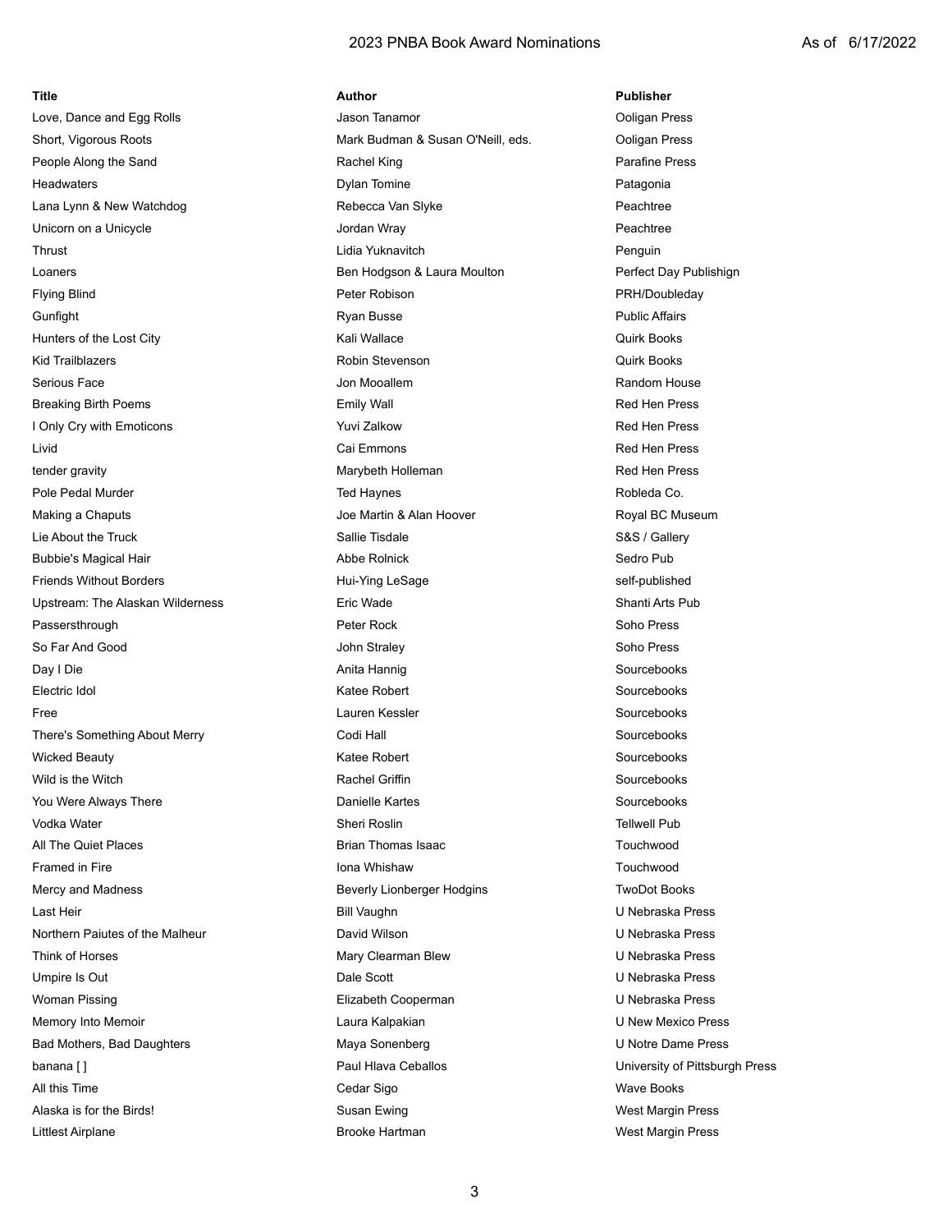| Title | Author | Publisher |
| --- | --- | --- |
| Love, Dance and Egg Rolls | Jason Tanamor | Ooligan Press |
| Short, Vigorous Roots | Mark Budman & Susan O'Neill, eds. | Ooligan Press |
| People Along the Sand | Rachel King | Parafine Press |
| Headwaters | Dylan Tomine | Patagonia |
| Lana Lynn & New Watchdog | Rebecca Van Slyke | Peachtree |
| Unicorn on a Unicycle | Jordan Wray | Peachtree |
| Thrust | Lidia Yuknavitch | Penguin |
| Loaners | Ben Hodgson & Laura Moulton | Perfect Day Publishign |
| Flying Blind | Peter Robison | PRH/Doubleday |
| Gunfight | Ryan Busse | Public Affairs |
| Hunters of the Lost City | Kali Wallace | Quirk Books |
| Kid Trailblazers | Robin Stevenson | Quirk Books |
| Serious Face | Jon Mooallem | Random House |
| Breaking Birth Poems | Emily Wall | Red Hen Press |
| I Only Cry with Emoticons | Yuvi Zalkow | Red Hen Press |
| Livid | Cai Emmons | Red Hen Press |
| tender gravity | Marybeth Holleman | Red Hen Press |
| Pole Pedal Murder | Ted Haynes | Robleda Co. |
| Making a Chaputs | Joe Martin & Alan Hoover | Royal BC Museum |
| Lie About the Truck | Sallie Tisdale | S&S / Gallery |
| Bubbie's Magical Hair | Abbe Rolnick | Sedro Pub |
| Friends Without Borders | Hui-Ying LeSage | self-published |
| Upstream: The Alaskan Wilderness | Eric Wade | Shanti Arts Pub |
| Passersthrough | Peter Rock | Soho Press |
| So Far And Good | John Straley | Soho Press |
| Day I Die | Anita Hannig | Sourcebooks |
| Electric Idol | Katee Robert | Sourcebooks |
| Free | Lauren Kessler | Sourcebooks |
| There's Something About Merry | Codi Hall | Sourcebooks |
| Wicked Beauty | Katee Robert | Sourcebooks |
| Wild is the Witch | Rachel Griffin | Sourcebooks |
| You Were Always There | Danielle Kartes | Sourcebooks |
| Vodka Water | Sheri Roslin | Tellwell Pub |
| All The Quiet Places | Brian Thomas Isaac | Touchwood |
| Framed in Fire | Iona Whishaw | Touchwood |
| Mercy and Madness | Beverly Lionberger Hodgins | TwoDot Books |
| Last Heir | Bill Vaughn | U Nebraska Press |
| Northern Paiutes of the Malheur | David Wilson | U Nebraska Press |
| Think of Horses | Mary Clearman Blew | U Nebraska Press |
| Umpire Is Out | Dale Scott | U Nebraska Press |
| Woman Pissing | Elizabeth Cooperman | U Nebraska Press |
| Memory Into Memoir | Laura Kalpakian | U New Mexico Press |
| Bad Mothers, Bad Daughters | Maya Sonenberg | U Notre Dame Press |
| banana [ ] | Paul Hlava Ceballos | University of Pittsburgh Press |
| All this Time | Cedar Sigo | Wave Books |
| Alaska is for the Birds! | Susan Ewing | West Margin Press |
| Littlest Airplane | Brooke Hartman | West Margin Press |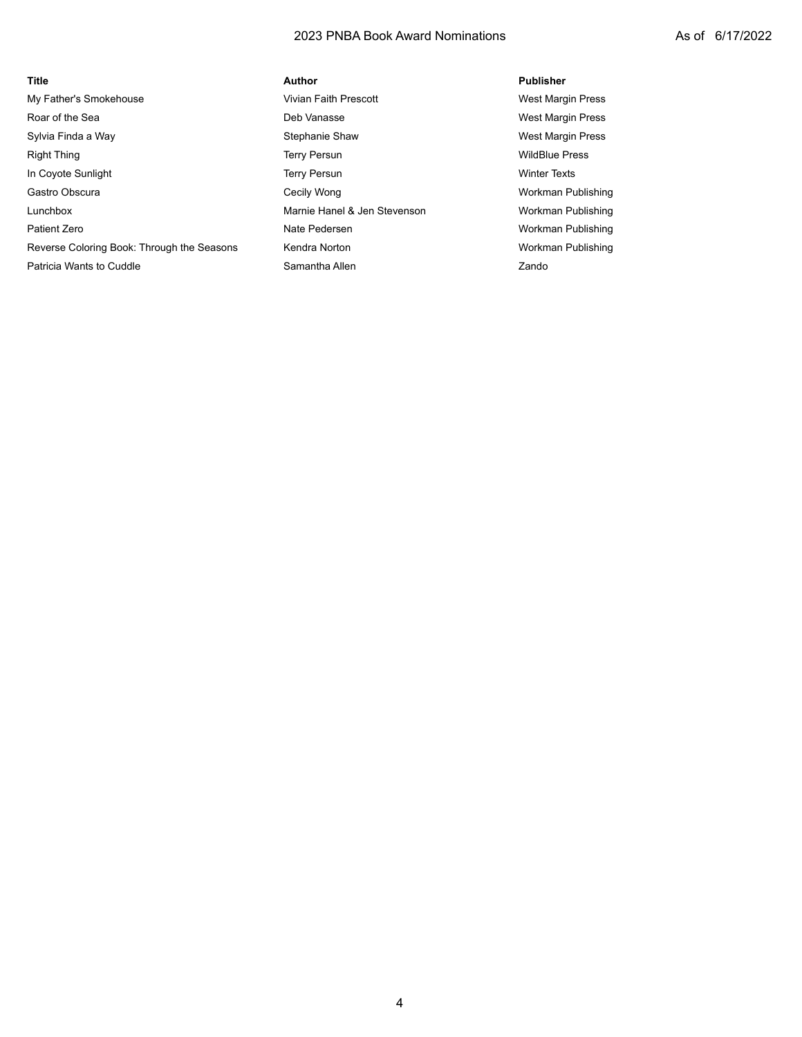| Title | Author | Publisher |
| --- | --- | --- |
| My Father's Smokehouse | Vivian Faith Prescott | West Margin Press |
| Roar of the Sea | Deb Vanasse | West Margin Press |
| Sylvia Finda a Way | Stephanie Shaw | West Margin Press |
| Right Thing | Terry Persun | WildBlue Press |
| In Coyote Sunlight | Terry Persun | Winter Texts |
| Gastro Obscura | Cecily Wong | Workman Publishing |
| Lunchbox | Marnie Hanel & Jen Stevenson | Workman Publishing |
| Patient Zero | Nate Pedersen | Workman Publishing |
| Reverse Coloring Book: Through the Seasons | Kendra Norton | Workman Publishing |
| Patricia Wants to Cuddle | Samantha Allen | Zando |